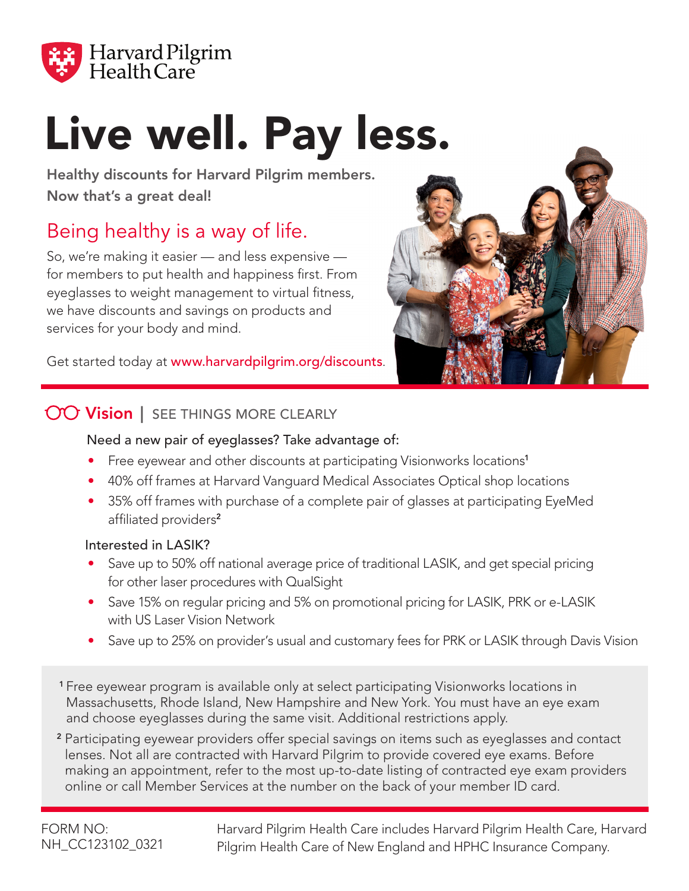Harvard Pilgrim Health Care

# Live well. Pay less.

**Healthy discounts for Harvard Pilgrim members. Now that's a great deal!**

## Being healthy is a way of life.

So, we're making it easier — and less expensive — for members to put health and happiness first. From eyeglasses to weight management to virtual fitness, we have discounts and savings on products and services for your body and mind.

Get started today at www.harvardpilgrim.org/discounts.

## Vision | SEE THINGS MORE CLEARLY

Need a new pair of eyeglasses? Take advantage of:

- Free eyewear and other discounts at participating Visionworks locations[1]
- 40% off frames at Harvard Vanguard Medical Associates Optical shop locations
- 35% off frames with purchase of a complete pair of glasses at participating EyeMed affiliated providers[2]

Interested in LASIK?

- Save up to 50% off national average price of traditional LASIK, and get special pricing for other laser procedures with QualSight
- Save 15% on regular pricing and 5% on promotional pricing for LASIK, PRK or e-LASIK with US Laser Vision Network
- Save up to 25% on provider's usual and customary fees for PRK or LASIK through Davis Vision

[1] Free eyewear program is available only at select participating Visionworks locations in Massachusetts, Rhode Island, New Hampshire and New York. You must have an eye exam and choose eyeglasses during the same visit. Additional restrictions apply.

[2] Participating eyewear providers offer special savings on items such as eyeglasses and contact lenses. Not all are contracted with Harvard Pilgrim to provide covered eye exams. Before making an appointment, refer to the most up-to-date listing of contracted eye exam providers online or call Member Services at the number on the back of your member ID card.

FORM NO: NH_CC123102_0321

Harvard Pilgrim Health Care includes Harvard Pilgrim Health Care, Harvard Pilgrim Health Care of New England and HPHC Insurance Company.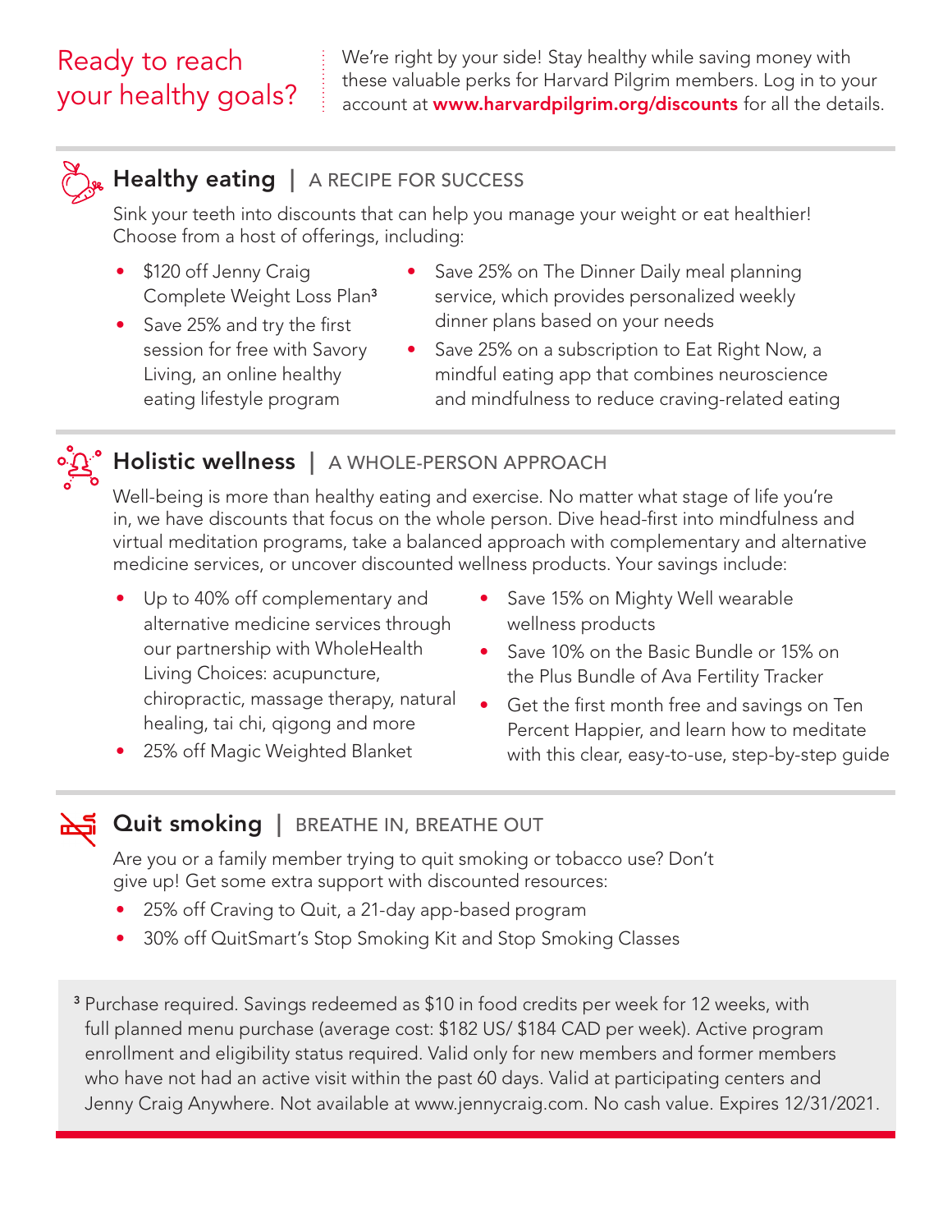## Ready to reach your healthy goals?

We're right by your side! Stay healthy while saving money with these valuable perks for Harvard Pilgrim members. Log in to your account at **www.harvardpilgrim.org/discounts** for all the details.

### Healthy eating | A RECIPE FOR SUCCESS

Sink your teeth into discounts that can help you manage your weight or eat healthier! Choose from a host of offerings, including:

- $120 off Jenny Craig Complete Weight Loss Plan[3]
- Save 25% and try the first session for free with Savory Living, an online healthy eating lifestyle program
- Save 25% on The Dinner Daily meal planning service, which provides personalized weekly dinner plans based on your needs
- Save 25% on a subscription to Eat Right Now, a mindful eating app that combines neuroscience and mindfulness to reduce craving-related eating

### Holistic wellness | A WHOLE-PERSON APPROACH

Well-being is more than healthy eating and exercise. No matter what stage of life you're in, we have discounts that focus on the whole person. Dive head-first into mindfulness and virtual meditation programs, take a balanced approach with complementary and alternative medicine services, or uncover discounted wellness products. Your savings include:

- Up to 40% off complementary and alternative medicine services through our partnership with WholeHealth Living Choices: acupuncture, chiropractic, massage therapy, natural healing, tai chi, qigong and more
- 25% off Magic Weighted Blanket
- Save 15% on Mighty Well wearable wellness products
- Save 10% on the Basic Bundle or 15% on the Plus Bundle of Ava Fertility Tracker
- Get the first month free and savings on Ten Percent Happier, and learn how to meditate with this clear, easy-to-use, step-by-step guide

### Quit smoking | BREATHE IN, BREATHE OUT

Are you or a family member trying to quit smoking or tobacco use? Don't give up! Get some extra support with discounted resources:

- 25% off Craving to Quit, a 21-day app-based program
- 30% off QuitSmart's Stop Smoking Kit and Stop Smoking Classes

[3] Purchase required. Savings redeemed as $10 in food credits per week for 12 weeks, with full planned menu purchase (average cost: $182 US/ $184 CAD per week). Active program enrollment and eligibility status required. Valid only for new members and former members who have not had an active visit within the past 60 days. Valid at participating centers and Jenny Craig Anywhere. Not available at www.jennycraig.com. No cash value. Expires 12/31/2021.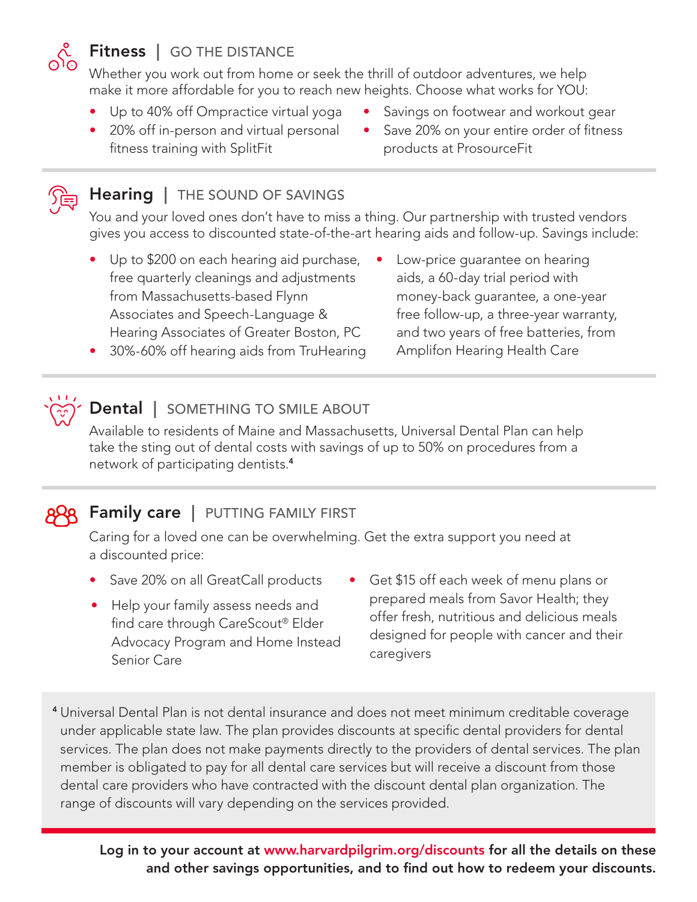## Fitness | GO THE DISTANCE

Whether you work out from home or seek the thrill of outdoor adventures, we help make it more affordable for you to reach new heights. Choose what works for YOU:

- Up to 40% off Ompractice virtual yoga
- 20% off in-person and virtual personal fitness training with SplitFit
- Savings on footwear and workout gear
- Save 20% on your entire order of fitness products at ProsourceFit

## Hearing | THE SOUND OF SAVINGS

You and your loved ones don't have to miss a thing. Our partnership with trusted vendors gives you access to discounted state-of-the-art hearing aids and follow-up. Savings include:

- Up to $200 on each hearing aid purchase, free quarterly cleanings and adjustments from Massachusetts-based Flynn Associates and Speech-Language & Hearing Associates of Greater Boston, PC
- 30%-60% off hearing aids from TruHearing
- Low-price guarantee on hearing aids, a 60-day trial period with money-back guarantee, a one-year free follow-up, a three-year warranty, and two years of free batteries, from Amplifon Hearing Health Care

## Dental | SOMETHING TO SMILE ABOUT

Available to residents of Maine and Massachusetts, Universal Dental Plan can help take the sting out of dental costs with savings of up to 50% on procedures from a network of participating dentists.[4]

## Family care | PUTTING FAMILY FIRST

Caring for a loved one can be overwhelming. Get the extra support you need at a discounted price:

- Save 20% on all GreatCall products
- Help your family assess needs and find care through CareScout® Elder Advocacy Program and Home Instead Senior Care
- Get $15 off each week of menu plans or prepared meals from Savor Health; they offer fresh, nutritious and delicious meals designed for people with cancer and their caregivers

[4] Universal Dental Plan is not dental insurance and does not meet minimum creditable coverage under applicable state law. The plan provides discounts at specific dental providers for dental services. The plan does not make payments directly to the providers of dental services. The plan member is obligated to pay for all dental care services but will receive a discount from those dental care providers who have contracted with the discount dental plan organization. The range of discounts will vary depending on the services provided.

**Log in to your account at www.harvardpilgrim.org/discounts for all the details on these and other savings opportunities, and to find out how to redeem your discounts.**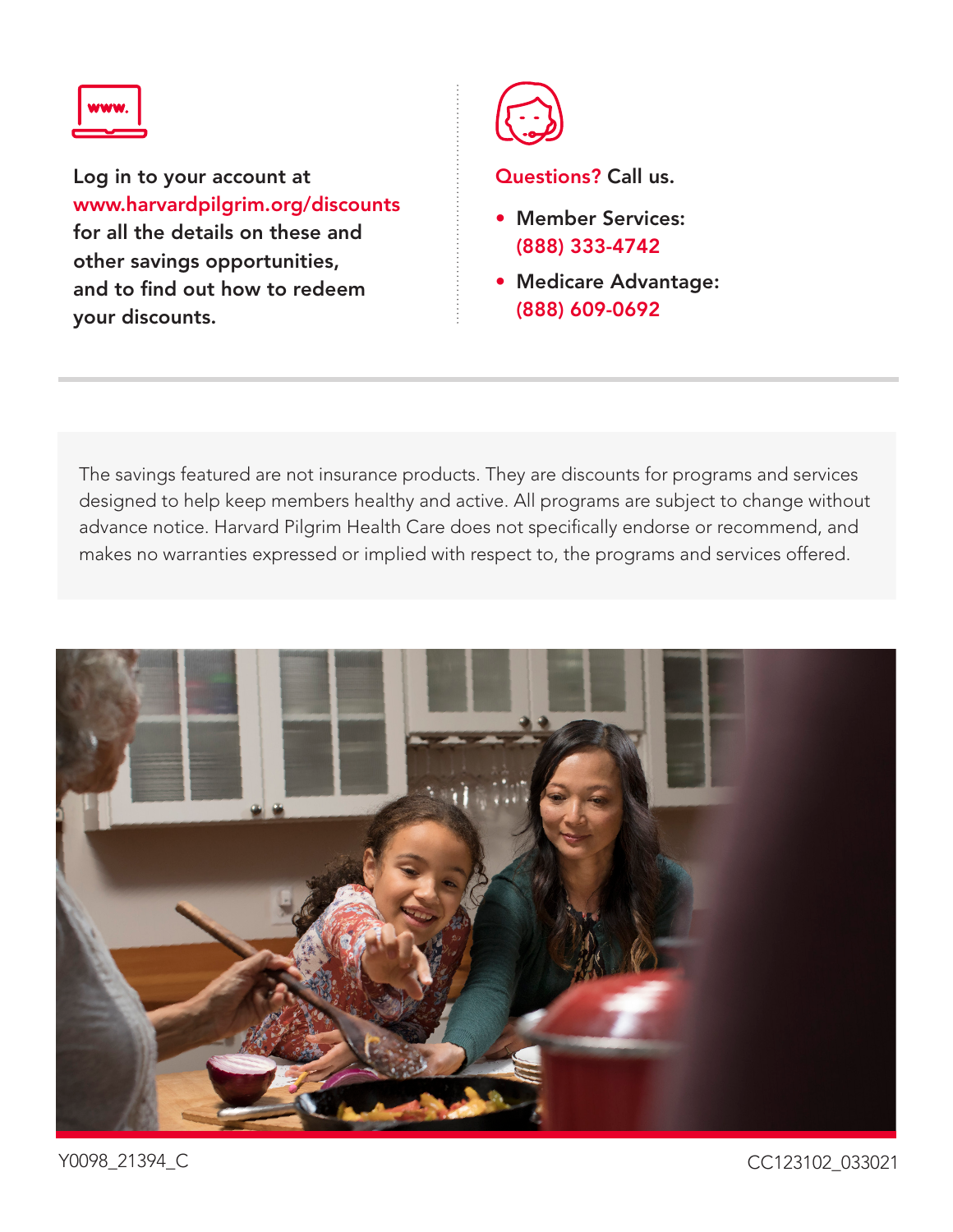Log in to your account at www.harvardpilgrim.org/discounts for all the details on these and other savings opportunities, and to find out how to redeem your discounts.

**Questions?** Call us.

- Member Services: (888) 333-4742
- Medicare Advantage: (888) 609-0692

The savings featured are not insurance products. They are discounts for programs and services designed to help keep members healthy and active. All programs are subject to change without advance notice. Harvard Pilgrim Health Care does not specifically endorse or recommend, and makes no warranties expressed or implied with respect to, the programs and services offered.

Y0098_21394_C

CC123102_033021